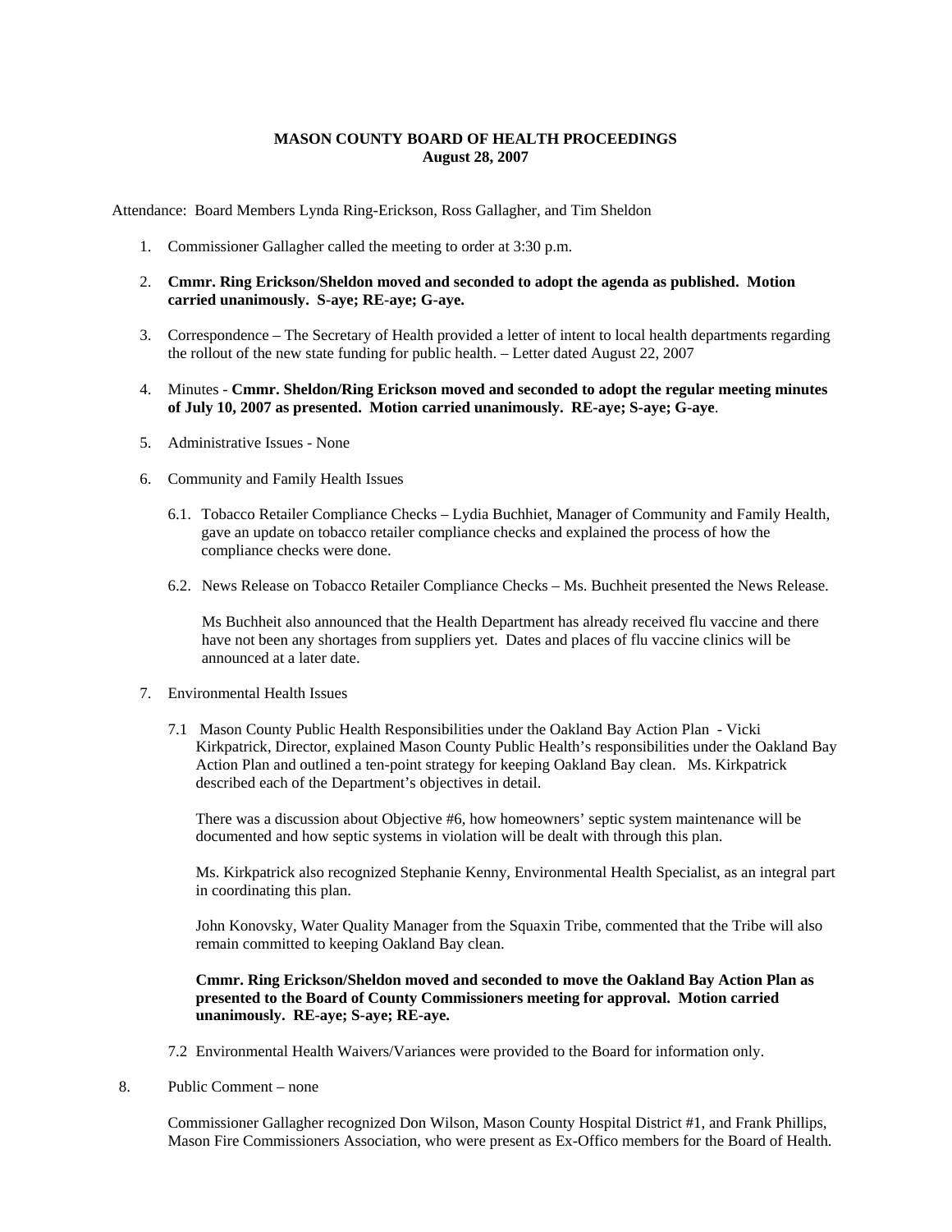**MASON COUNTY BOARD OF HEALTH PROCEEDINGS**
**August 28, 2007**

Attendance: Board Members Lynda Ring-Erickson, Ross Gallagher, and Tim Sheldon

1. Commissioner Gallagher called the meeting to order at 3:30 p.m.

2. **Cmmr. Ring Erickson/Sheldon moved and seconded to adopt the agenda as published. Motion carried unanimously. S-aye; RE-aye; G-aye.**

3. Correspondence – The Secretary of Health provided a letter of intent to local health departments regarding the rollout of the new state funding for public health. – Letter dated August 22, 2007

4. Minutes - **Cmmr. Sheldon/Ring Erickson moved and seconded to adopt the regular meeting minutes of July 10, 2007 as presented. Motion carried unanimously. RE-aye; S-aye; G-aye**.

5. Administrative Issues - None

6. Community and Family Health Issues

   6.1. Tobacco Retailer Compliance Checks – Lydia Buchhiet, Manager of Community and Family Health, gave an update on tobacco retailer compliance checks and explained the process of how the compliance checks were done.

   6.2. News Release on Tobacco Retailer Compliance Checks – Ms. Buchheit presented the News Release.

   Ms Buchheit also announced that the Health Department has already received flu vaccine and there have not been any shortages from suppliers yet. Dates and places of flu vaccine clinics will be announced at a later date.

7. Environmental Health Issues

   7.1 Mason County Public Health Responsibilities under the Oakland Bay Action Plan - Vicki Kirkpatrick, Director, explained Mason County Public Health's responsibilities under the Oakland Bay Action Plan and outlined a ten-point strategy for keeping Oakland Bay clean. Ms. Kirkpatrick described each of the Department's objectives in detail.

   There was a discussion about Objective #6, how homeowners' septic system maintenance will be documented and how septic systems in violation will be dealt with through this plan.

   Ms. Kirkpatrick also recognized Stephanie Kenny, Environmental Health Specialist, as an integral part in coordinating this plan.

   John Konovsky, Water Quality Manager from the Squaxin Tribe, commented that the Tribe will also remain committed to keeping Oakland Bay clean.

   **Cmmr. Ring Erickson/Sheldon moved and seconded to move the Oakland Bay Action Plan as presented to the Board of County Commissioners meeting for approval. Motion carried unanimously. RE-aye; S-aye; RE-aye.**

   7.2 Environmental Health Waivers/Variances were provided to the Board for information only.

8. Public Comment – none

   Commissioner Gallagher recognized Don Wilson, Mason County Hospital District #1, and Frank Phillips, Mason Fire Commissioners Association, who were present as Ex-Offico members for the Board of Health.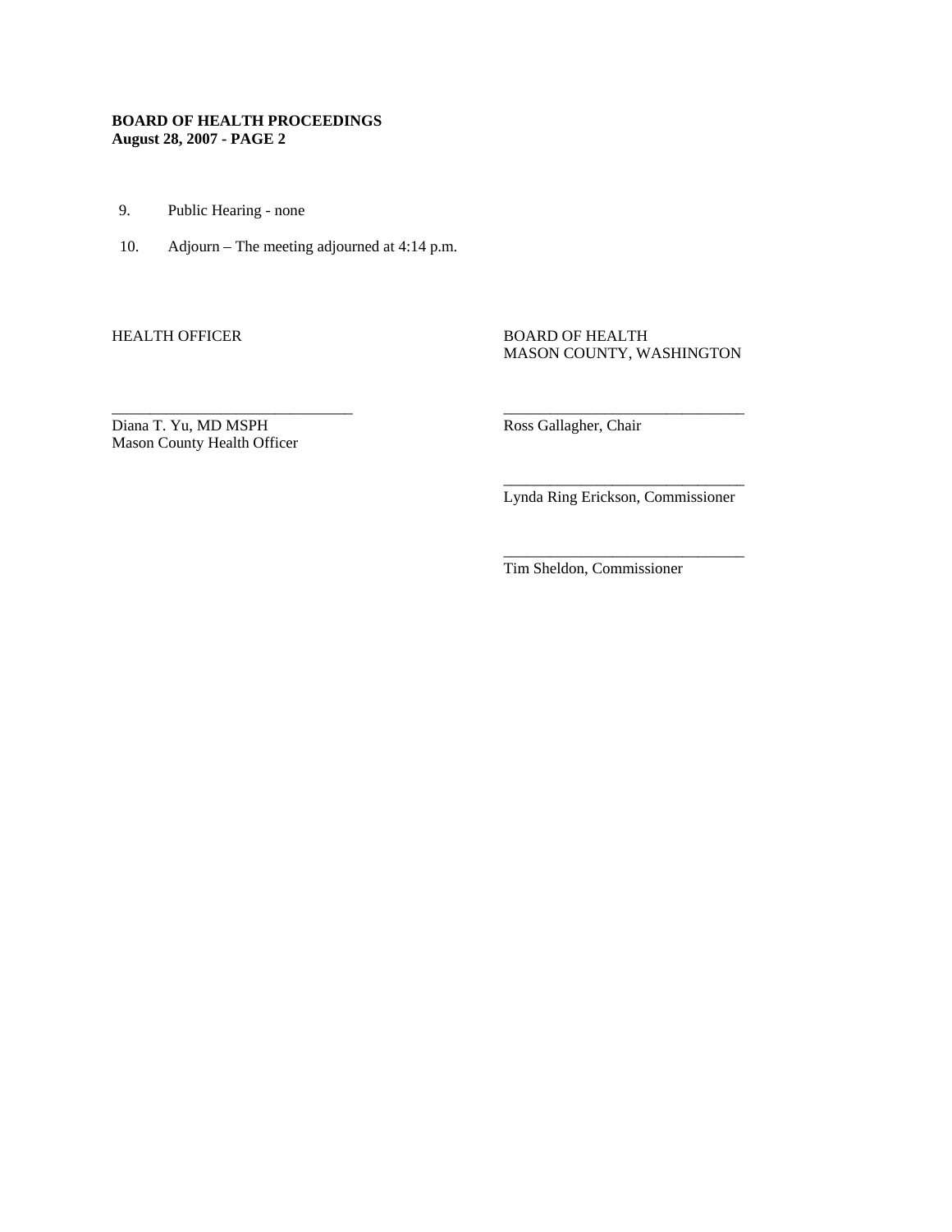**BOARD OF HEALTH PROCEEDINGS**
**August 28, 2007 - PAGE 2**

9. Public Hearing - none

10. Adjourn – The meeting adjourned at 4:14 p.m.

HEALTH OFFICER

_______________________________
Diana T. Yu, MD MSPH
Mason County Health Officer

BOARD OF HEALTH
MASON COUNTY, WASHINGTON

_______________________________
Ross Gallagher, Chair

_______________________________
Lynda Ring Erickson, Commissioner

_______________________________
Tim Sheldon, Commissioner